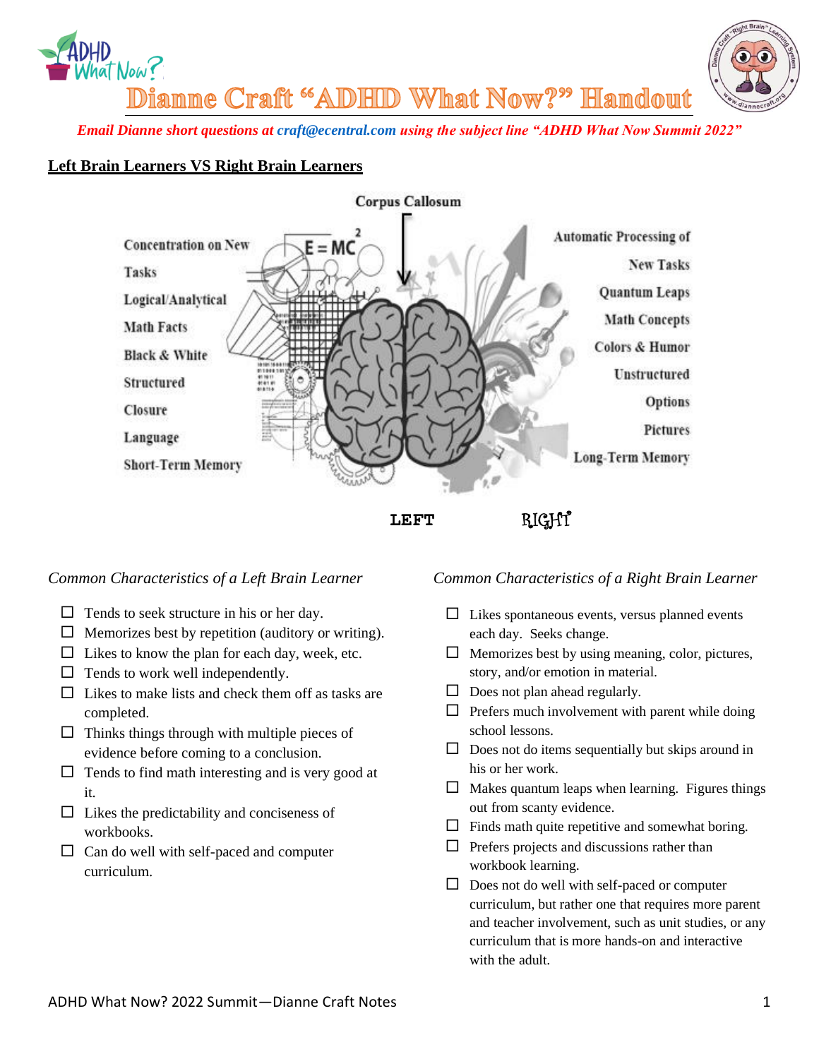# Dianne Craft "ADHD What Now?" Handout

*Email Dianne short questions at craft@ecentral.com using the subject line "ADHD What Now Summit 2022"*

## Left Brain Learners VS Right Brain Learners

Corpus Callosum

| LEFT | RIGHT |
| --- | --- |
| Concentration on New Tasks | Automatic Processing of New Tasks |
| Logical/Analytical | Quantum Leaps |
| Math Facts | Math Concepts |
| Black & White | Colors & Humor |
| Structured | Unstructured |
| Closure | Options |
| Language | Pictures |
| Short-Term Memory | Long-Term Memory |

*Common Characteristics of a Left Brain Learner*

- ☐ Tends to seek structure in his or her day.
- ☐ Memorizes best by repetition (auditory or writing).
- ☐ Likes to know the plan for each day, week, etc.
- ☐ Tends to work well independently.
- ☐ Likes to make lists and check them off as tasks are completed.
- ☐ Thinks things through with multiple pieces of evidence before coming to a conclusion.
- ☐ Tends to find math interesting and is very good at it.
- ☐ Likes the predictability and conciseness of workbooks.
- ☐ Can do well with self-paced and computer curriculum.

*Common Characteristics of a Right Brain Learner*

- ☐ Likes spontaneous events, versus planned events each day. Seeks change.
- ☐ Memorizes best by using meaning, color, pictures, story, and/or emotion in material.
- ☐ Does not plan ahead regularly.
- ☐ Prefers much involvement with parent while doing school lessons.
- ☐ Does not do items sequentially but skips around in his or her work.
- ☐ Makes quantum leaps when learning. Figures things out from scanty evidence.
- ☐ Finds math quite repetitive and somewhat boring.
- ☐ Prefers projects and discussions rather than workbook learning.
- ☐ Does not do well with self-paced or computer curriculum, but rather one that requires more parent and teacher involvement, such as unit studies, or any curriculum that is more hands-on and interactive with the adult.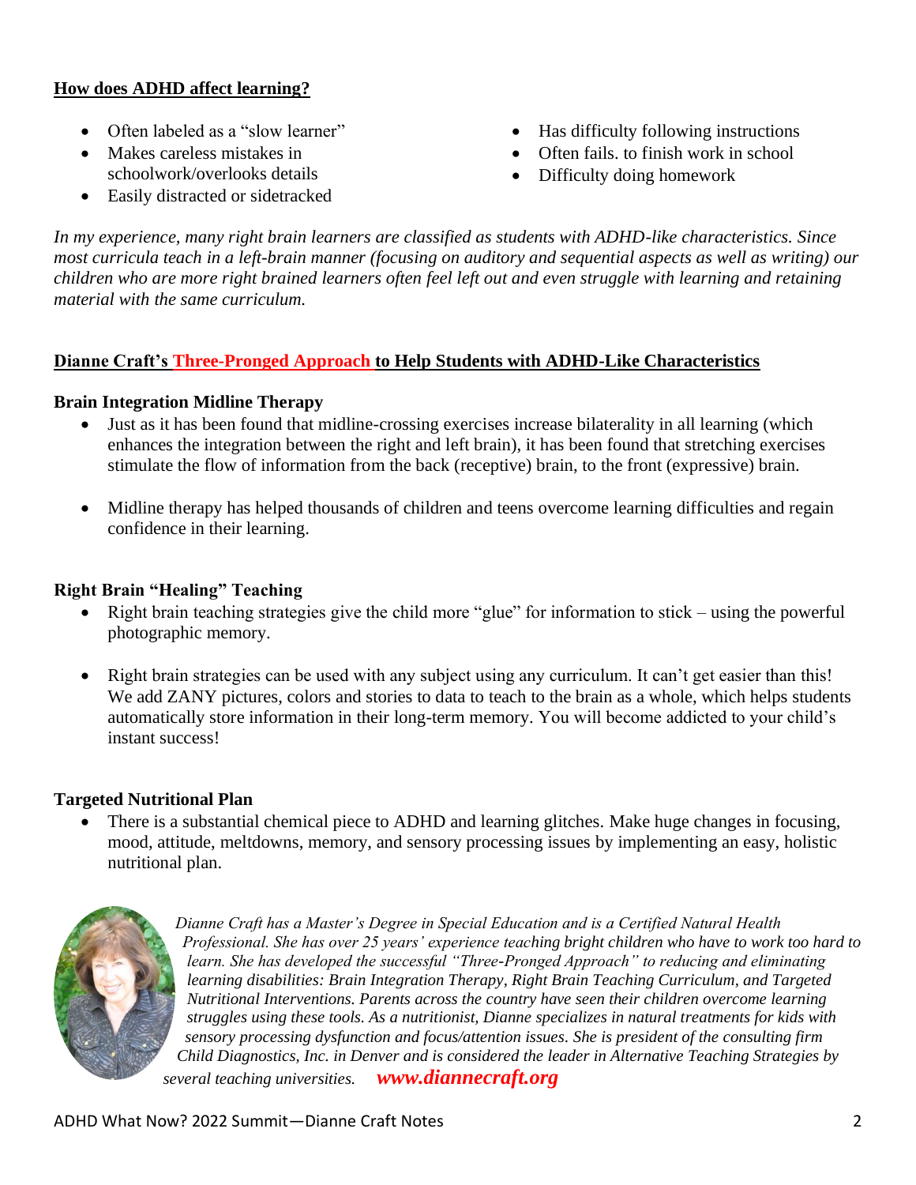## How does ADHD affect learning?

- Often labeled as a "slow learner"
- Makes careless mistakes in schoolwork/overlooks details
- Easily distracted or sidetracked
- Has difficulty following instructions
- Often fails. to finish work in school
- Difficulty doing homework

*In my experience, many right brain learners are classified as students with ADHD-like characteristics. Since most curricula teach in a left-brain manner (focusing on auditory and sequential aspects as well as writing) our children who are more right brained learners often feel left out and even struggle with learning and retaining material with the same curriculum.*

## Dianne Craft's Three-Pronged Approach to Help Students with ADHD-Like Characteristics

### Brain Integration Midline Therapy

- Just as it has been found that midline-crossing exercises increase bilaterality in all learning (which enhances the integration between the right and left brain), it has been found that stretching exercises stimulate the flow of information from the back (receptive) brain, to the front (expressive) brain.
- Midline therapy has helped thousands of children and teens overcome learning difficulties and regain confidence in their learning.

### Right Brain "Healing" Teaching

- Right brain teaching strategies give the child more "glue" for information to stick – using the powerful photographic memory.
- Right brain strategies can be used with any subject using any curriculum. It can't get easier than this! We add ZANY pictures, colors and stories to data to teach to the brain as a whole, which helps students automatically store information in their long-term memory. You will become addicted to your child's instant success!

### Targeted Nutritional Plan

- There is a substantial chemical piece to ADHD and learning glitches. Make huge changes in focusing, mood, attitude, meltdowns, memory, and sensory processing issues by implementing an easy, holistic nutritional plan.

*Dianne Craft has a Master's Degree in Special Education and is a Certified Natural Health Professional. She has over 25 years' experience teaching bright children who have to work too hard to learn. She has developed the successful "Three-Pronged Approach" to reducing and eliminating learning disabilities: Brain Integration Therapy, Right Brain Teaching Curriculum, and Targeted Nutritional Interventions. Parents across the country have seen their children overcome learning struggles using these tools. As a nutritionist, Dianne specializes in natural treatments for kids with sensory processing dysfunction and focus/attention issues. She is president of the consulting firm Child Diagnostics, Inc. in Denver and is considered the leader in Alternative Teaching Strategies by several teaching universities.* ***www.diannecraft.org***